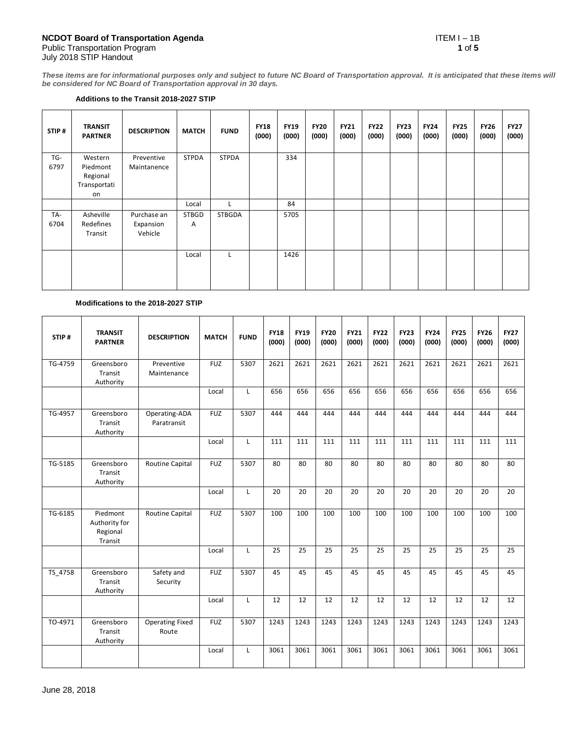**NCDOT Board of Transportation Agenda** ITEM I – 1B
Public Transportation Program
July 2018 STIP Handout

***These items are for informational purposes only and subject to future NC Board of Transportation approval. It is anticipated that these items will be considered for NC Board of Transportation approval in 30 days.***

### Additions to the Transit 2018-2027 STIP

| STIP # | TRANSIT PARTNER | DESCRIPTION | MATCH | FUND | FY18 (000) | FY19 (000) | FY20 (000) | FY21 (000) | FY22 (000) | FY23 (000) | FY24 (000) | FY25 (000) | FY26 (000) | FY27 (000) |
|---|---|---|---|---|---|---|---|---|---|---|---|---|---|---|
| TG-6797 | Western Piedmont Regional Transportation | Preventive Maintanence | STPDA | STPDA | | 334 | | | | | | | | |
| | | | Local | L | | 84 | | | | | | | | |
| TA-6704 | Asheville Redefines Transit | Purchase an Expansion Vehicle | STBGDA | STBGDA | | 5705 | | | | | | | | |
| | | | Local | L | | 1426 | | | | | | | | |

### Modifications to the 2018-2027 STIP

| STIP # | TRANSIT PARTNER | DESCRIPTION | MATCH | FUND | FY18 (000) | FY19 (000) | FY20 (000) | FY21 (000) | FY22 (000) | FY23 (000) | FY24 (000) | FY25 (000) | FY26 (000) | FY27 (000) |
|---|---|---|---|---|---|---|---|---|---|---|---|---|---|---|
| TG-4759 | Greensboro Transit Authority | Preventive Maintenance | FUZ | 5307 | 2621 | 2621 | 2621 | 2621 | 2621 | 2621 | 2621 | 2621 | 2621 | 2621 |
| | | | Local | L | 656 | 656 | 656 | 656 | 656 | 656 | 656 | 656 | 656 | 656 |
| TG-4957 | Greensboro Transit Authority | Operating-ADA Paratransit | FUZ | 5307 | 444 | 444 | 444 | 444 | 444 | 444 | 444 | 444 | 444 | 444 |
| | | | Local | L | 111 | 111 | 111 | 111 | 111 | 111 | 111 | 111 | 111 | 111 |
| TG-5185 | Greensboro Transit Authority | Routine Capital | FUZ | 5307 | 80 | 80 | 80 | 80 | 80 | 80 | 80 | 80 | 80 | 80 |
| | | | Local | L | 20 | 20 | 20 | 20 | 20 | 20 | 20 | 20 | 20 | 20 |
| TG-6185 | Piedmont Authority for Regional Transit | Routine Capital | FUZ | 5307 | 100 | 100 | 100 | 100 | 100 | 100 | 100 | 100 | 100 | 100 |
| | | | Local | L | 25 | 25 | 25 | 25 | 25 | 25 | 25 | 25 | 25 | 25 |
| TS_4758 | Greensboro Transit Authority | Safety and Security | FUZ | 5307 | 45 | 45 | 45 | 45 | 45 | 45 | 45 | 45 | 45 | 45 |
| | | | Local | L | 12 | 12 | 12 | 12 | 12 | 12 | 12 | 12 | 12 | 12 |
| TO-4971 | Greensboro Transit Authority | Operating Fixed Route | FUZ | 5307 | 1243 | 1243 | 1243 | 1243 | 1243 | 1243 | 1243 | 1243 | 1243 | 1243 |
| | | | Local | L | 3061 | 3061 | 3061 | 3061 | 3061 | 3061 | 3061 | 3061 | 3061 | 3061 |

June 28, 2018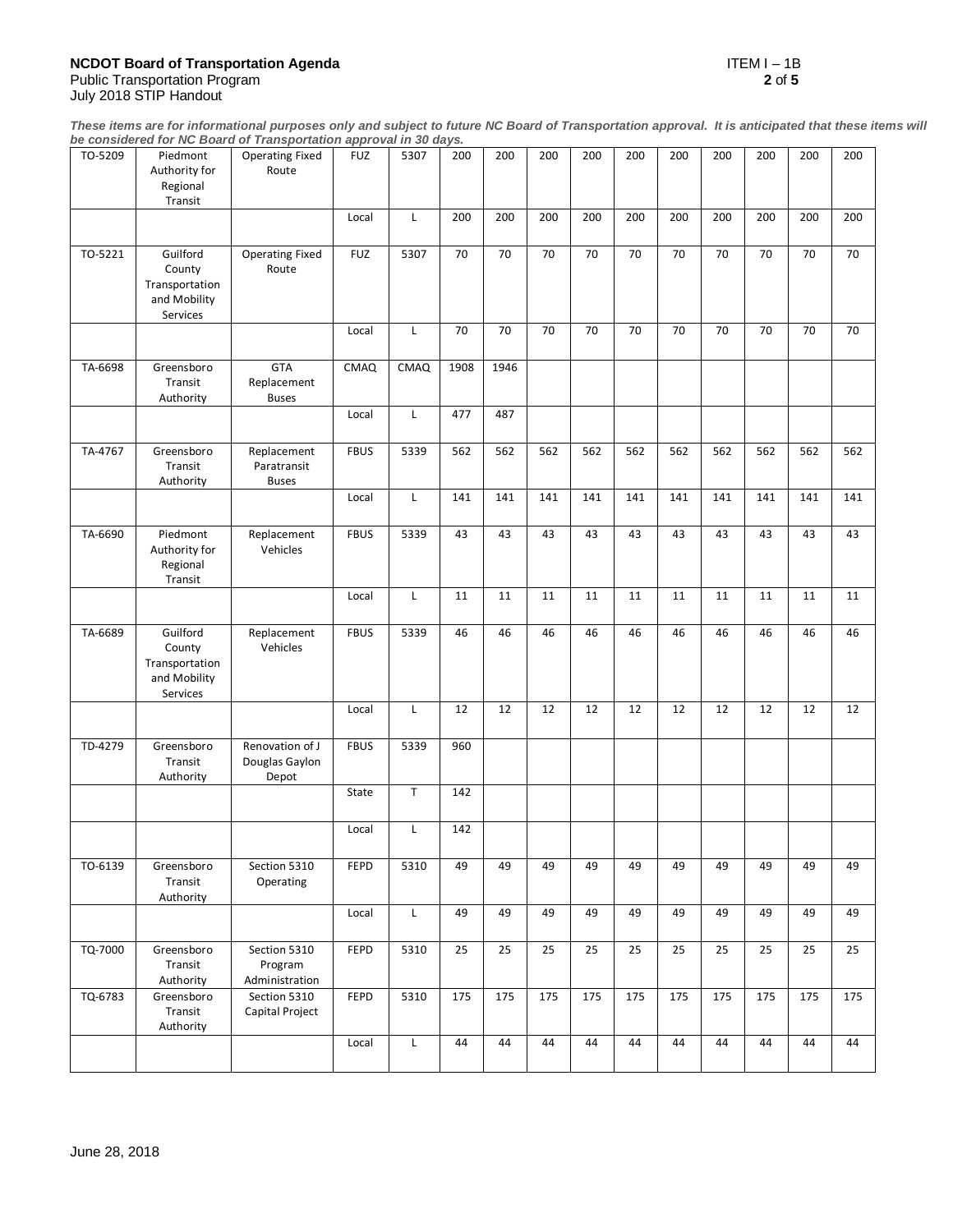**NCDOT Board of Transportation Agenda** ITEM I – 1B
Public Transportation Program
July 2018 STIP Handout

***These items are for informational purposes only and subject to future NC Board of Transportation approval. It is anticipated that these items will be considered for NC Board of Transportation approval in 30 days.***

| | | | | | | | | | | | | | | |
|---|---|---|---|---|---|---|---|---|---|---|---|---|---|---|
| TO-5209 | Piedmont Authority for Regional Transit | Operating Fixed Route | FUZ | 5307 | 200 | 200 | 200 | 200 | 200 | 200 | 200 | 200 | 200 | 200 |
| | | | Local | L | 200 | 200 | 200 | 200 | 200 | 200 | 200 | 200 | 200 | 200 |
| TO-5221 | Guilford County Transportation and Mobility Services | Operating Fixed Route | FUZ | 5307 | 70 | 70 | 70 | 70 | 70 | 70 | 70 | 70 | 70 | 70 |
| | | | Local | L | 70 | 70 | 70 | 70 | 70 | 70 | 70 | 70 | 70 | 70 |
| TA-6698 | Greensboro Transit Authority | GTA Replacement Buses | CMAQ | CMAQ | 1908 | 1946 | | | | | | | | |
| | | | Local | L | 477 | 487 | | | | | | | | |
| TA-4767 | Greensboro Transit Authority | Replacement Paratransit Buses | FBUS | 5339 | 562 | 562 | 562 | 562 | 562 | 562 | 562 | 562 | 562 | 562 |
| | | | Local | L | 141 | 141 | 141 | 141 | 141 | 141 | 141 | 141 | 141 | 141 |
| TA-6690 | Piedmont Authority for Regional Transit | Replacement Vehicles | FBUS | 5339 | 43 | 43 | 43 | 43 | 43 | 43 | 43 | 43 | 43 | 43 |
| | | | Local | L | 11 | 11 | 11 | 11 | 11 | 11 | 11 | 11 | 11 | 11 |
| TA-6689 | Guilford County Transportation and Mobility Services | Replacement Vehicles | FBUS | 5339 | 46 | 46 | 46 | 46 | 46 | 46 | 46 | 46 | 46 | 46 |
| | | | Local | L | 12 | 12 | 12 | 12 | 12 | 12 | 12 | 12 | 12 | 12 |
| TD-4279 | Greensboro Transit Authority | Renovation of J Douglas Gaylon Depot | FBUS | 5339 | 960 | | | | | | | | | |
| | | | State | T | 142 | | | | | | | | | |
| | | | Local | L | 142 | | | | | | | | | |
| TO-6139 | Greensboro Transit Authority | Section 5310 Operating | FEPD | 5310 | 49 | 49 | 49 | 49 | 49 | 49 | 49 | 49 | 49 | 49 |
| | | | Local | L | 49 | 49 | 49 | 49 | 49 | 49 | 49 | 49 | 49 | 49 |
| TQ-7000 | Greensboro Transit Authority | Section 5310 Program Administration | FEPD | 5310 | 25 | 25 | 25 | 25 | 25 | 25 | 25 | 25 | 25 | 25 |
| TQ-6783 | Greensboro Transit Authority | Section 5310 Capital Project | FEPD | 5310 | 175 | 175 | 175 | 175 | 175 | 175 | 175 | 175 | 175 | 175 |
| | | | Local | L | 44 | 44 | 44 | 44 | 44 | 44 | 44 | 44 | 44 | 44 |

June 28, 2018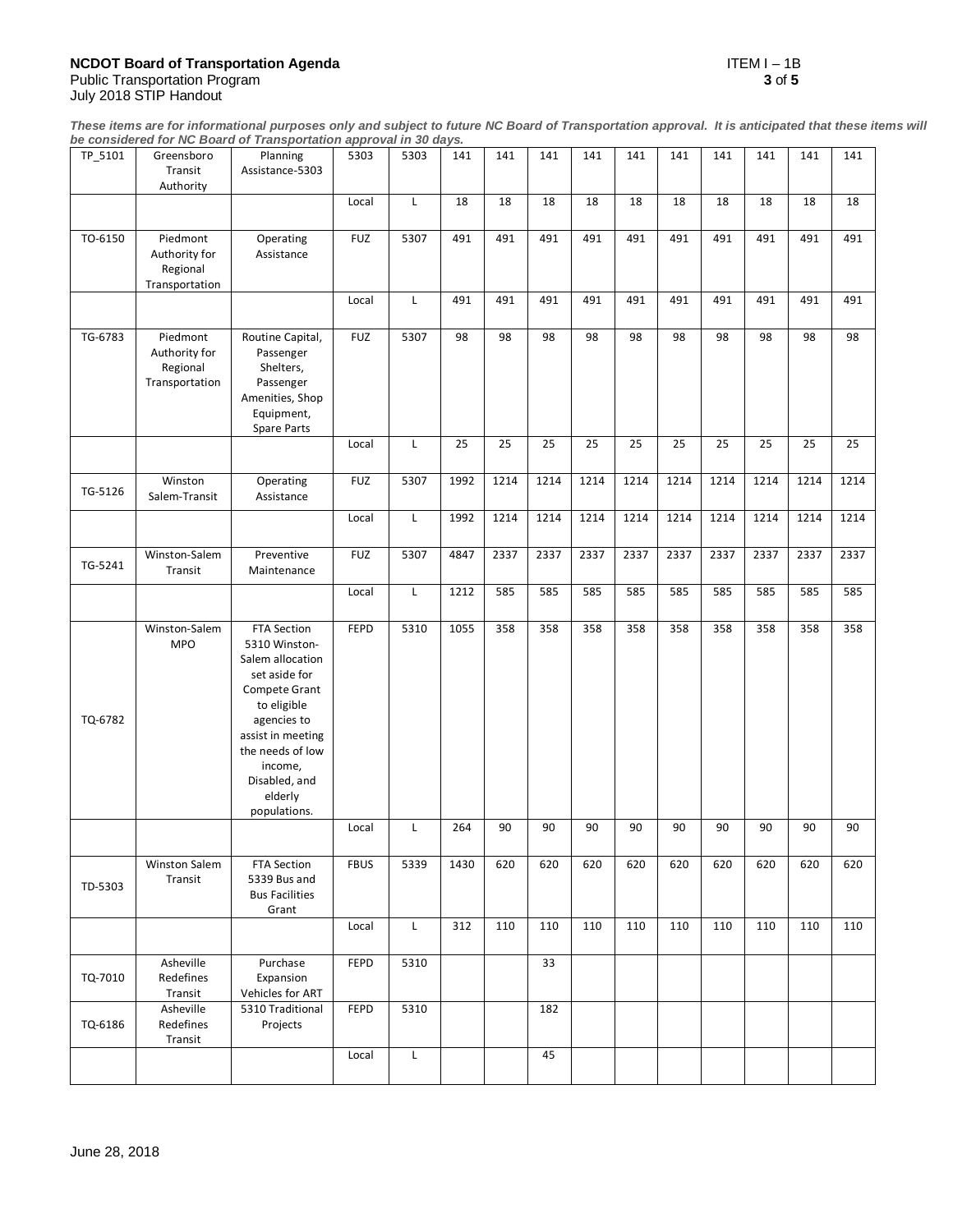*These items are for informational purposes only and subject to future NC Board of Transportation approval. It is anticipated that these items will be considered for NC Board of Transportation approval in 30 days.*

| | | | | | | | | | | | | | | | |
|---|---|---|---|---|---|---|---|---|---|---|---|---|---|---|---|
| TP_5101 | Greensboro Transit Authority | Planning Assistance-5303 | 5303 | 5303 | 141 | 141 | 141 | 141 | 141 | 141 | 141 | 141 | 141 | 141 |
| | | | Local | L | 18 | 18 | 18 | 18 | 18 | 18 | 18 | 18 | 18 | 18 |
| TO-6150 | Piedmont Authority for Regional Transportation | Operating Assistance | FUZ | 5307 | 491 | 491 | 491 | 491 | 491 | 491 | 491 | 491 | 491 | 491 |
| | | | Local | L | 491 | 491 | 491 | 491 | 491 | 491 | 491 | 491 | 491 | 491 |
| TG-6783 | Piedmont Authority for Regional Transportation | Routine Capital, Passenger Shelters, Passenger Amenities, Shop Equipment, Spare Parts | FUZ | 5307 | 98 | 98 | 98 | 98 | 98 | 98 | 98 | 98 | 98 | 98 |
| | | | Local | L | 25 | 25 | 25 | 25 | 25 | 25 | 25 | 25 | 25 | 25 |
| TG-5126 | Winston Salem-Transit | Operating Assistance | FUZ | 5307 | 1992 | 1214 | 1214 | 1214 | 1214 | 1214 | 1214 | 1214 | 1214 | 1214 |
| | | | Local | L | 1992 | 1214 | 1214 | 1214 | 1214 | 1214 | 1214 | 1214 | 1214 | 1214 |
| TG-5241 | Winston-Salem Transit | Preventive Maintenance | FUZ | 5307 | 4847 | 2337 | 2337 | 2337 | 2337 | 2337 | 2337 | 2337 | 2337 | 2337 |
| | | | Local | L | 1212 | 585 | 585 | 585 | 585 | 585 | 585 | 585 | 585 | 585 |
| TQ-6782 | Winston-Salem MPO | FTA Section 5310 Winston-Salem allocation set aside for Compete Grant to eligible agencies to assist in meeting the needs of low income, Disabled, and elderly populations. | FEPD | 5310 | 1055 | 358 | 358 | 358 | 358 | 358 | 358 | 358 | 358 | 358 |
| | | | Local | L | 264 | 90 | 90 | 90 | 90 | 90 | 90 | 90 | 90 | 90 |
| TD-5303 | Winston Salem Transit | FTA Section 5339 Bus and Bus Facilities Grant | FBUS | 5339 | 1430 | 620 | 620 | 620 | 620 | 620 | 620 | 620 | 620 | 620 |
| | | | Local | L | 312 | 110 | 110 | 110 | 110 | 110 | 110 | 110 | 110 | 110 |
| TQ-7010 | Asheville Redefines Transit | Purchase Expansion Vehicles for ART | FEPD | 5310 | | | 33 | | | | | | | |
| TQ-6186 | Asheville Redefines Transit | 5310 Traditional Projects | FEPD | 5310 | | | 182 | | | | | | | |
| | | | Local | L | | | 45 | | | | | | | |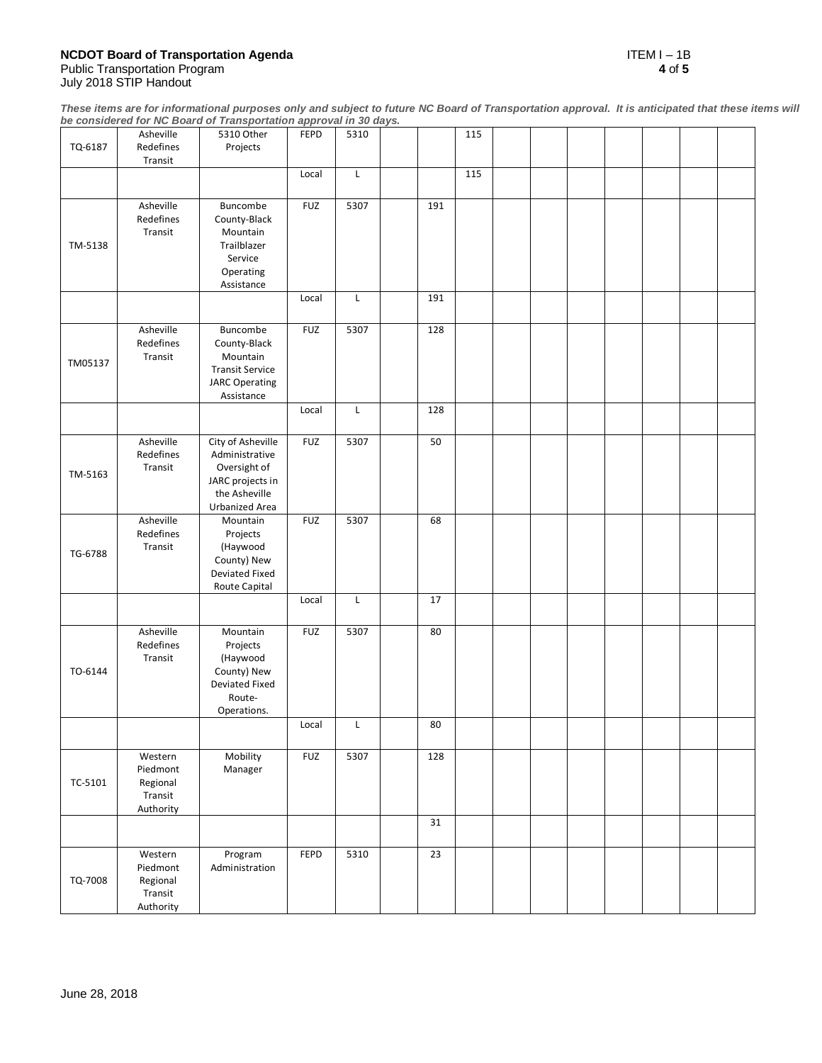***These items are for informational purposes only and subject to future NC Board of Transportation approval. It is anticipated that these items will be considered for NC Board of Transportation approval in 30 days.***

| | | | | | | | | | | | | | | |
|---|---|---|---|---|---|---|---|---|---|---|---|---|---|---|
| TQ-6187 | Asheville Redefines Transit | 5310 Other Projects | FEPD | 5310 | | | 115 | | | | | | | |
| | | | Local | L | | | 115 | | | | | | | |
| TM-5138 | Asheville Redefines Transit | Buncombe County-Black Mountain Trailblazer Service Operating Assistance | FUZ | 5307 | | 191 | | | | | | | | |
| | | | Local | L | | 191 | | | | | | | | |
| TM05137 | Asheville Redefines Transit | Buncombe County-Black Mountain Transit Service JARC Operating Assistance | FUZ | 5307 | | 128 | | | | | | | | |
| | | | Local | L | | 128 | | | | | | | | |
| TM-5163 | Asheville Redefines Transit | City of Asheville Administrative Oversight of JARC projects in the Asheville Urbanized Area | FUZ | 5307 | | 50 | | | | | | | | |
| TG-6788 | Asheville Redefines Transit | Mountain Projects (Haywood County) New Deviated Fixed Route Capital | FUZ | 5307 | | 68 | | | | | | | | |
| | | | Local | L | | 17 | | | | | | | | |
| TO-6144 | Asheville Redefines Transit | Mountain Projects (Haywood County) New Deviated Fixed Route-Operations. | FUZ | 5307 | | 80 | | | | | | | | |
| | | | Local | L | | 80 | | | | | | | | |
| TC-5101 | Western Piedmont Regional Transit Authority | Mobility Manager | FUZ | 5307 | | 128 | | | | | | | | |
| | | | | | | 31 | | | | | | | | |
| TQ-7008 | Western Piedmont Regional Transit Authority | Program Administration | FEPD | 5310 | | 23 | | | | | | | | |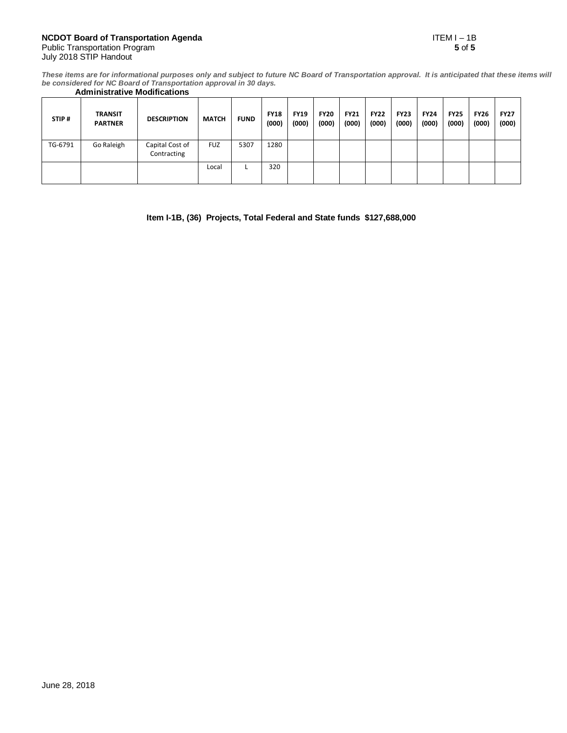*These items are for informational purposes only and subject to future NC Board of Transportation approval. It is anticipated that these items will be considered for NC Board of Transportation approval in 30 days.*

**Administrative Modifications**

| STIP # | TRANSIT PARTNER | DESCRIPTION | MATCH | FUND | FY18 (000) | FY19 (000) | FY20 (000) | FY21 (000) | FY22 (000) | FY23 (000) | FY24 (000) | FY25 (000) | FY26 (000) | FY27 (000) |
|---|---|---|---|---|---|---|---|---|---|---|---|---|---|---|
| TG-6791 | Go Raleigh | Capital Cost of Contracting | FUZ | 5307 | 1280 | | | | | | | | | |
| | | | Local | L | 320 | | | | | | | | | |

**Item I-1B, (36) Projects, Total Federal and State funds $127,688,000**

June 28, 2018